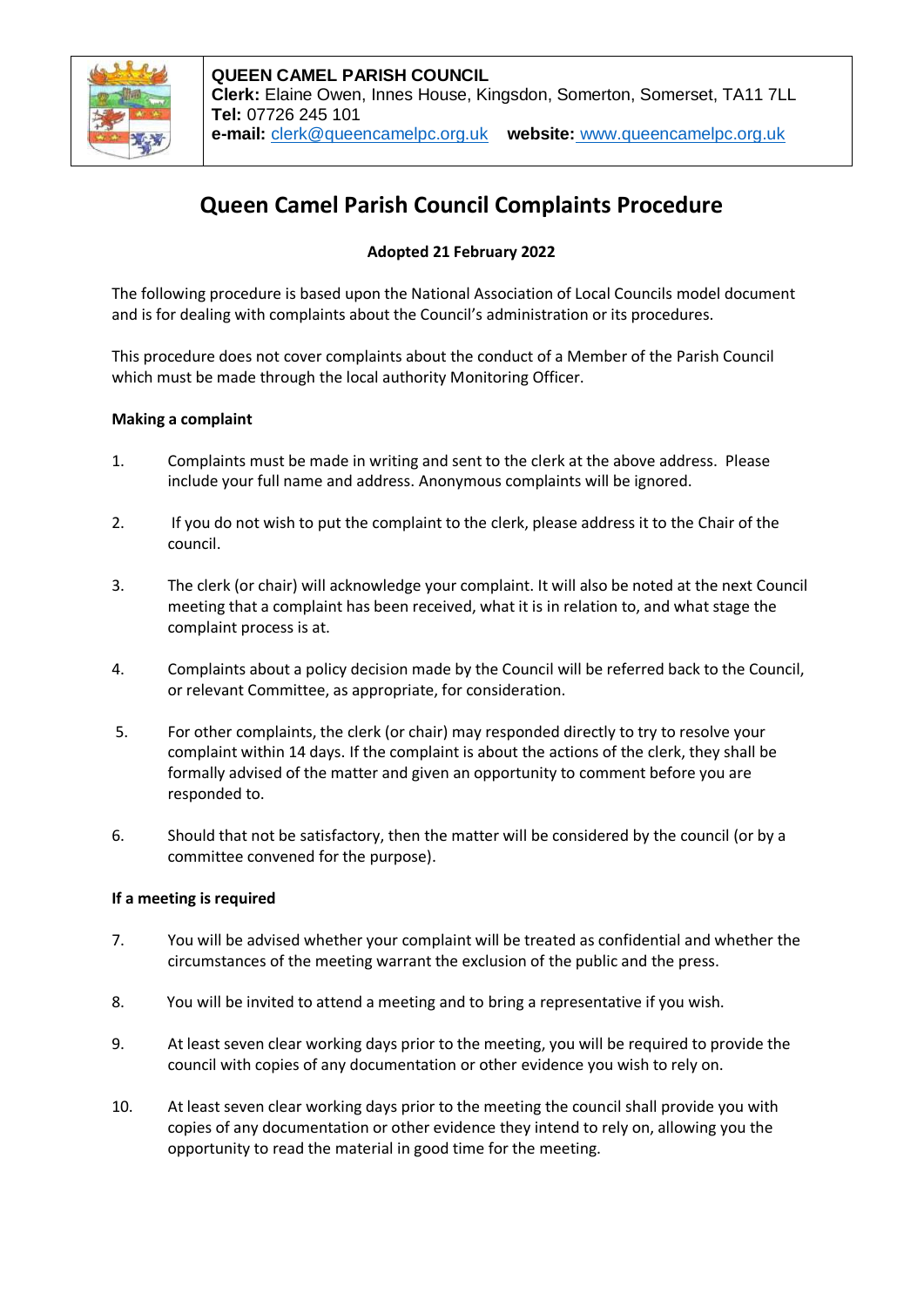**QUEEN CAMEL PARISH COUNCIL**
**Clerk:** Elaine Owen, Innes House, Kingsdon, Somerton, Somerset, TA11 7LL
**Tel:** 07726 245 101
**e-mail:** clerk@queencamelpc.org.uk **website:** www.queencamelpc.org.uk

# Queen Camel Parish Council Complaints Procedure

**Adopted 21 February 2022**

The following procedure is based upon the National Association of Local Councils model document and is for dealing with complaints about the Council's administration or its procedures.

This procedure does not cover complaints about the conduct of a Member of the Parish Council which must be made through the local authority Monitoring Officer.

**Making a complaint**

1. Complaints must be made in writing and sent to the clerk at the above address. Please include your full name and address. Anonymous complaints will be ignored.

2. If you do not wish to put the complaint to the clerk, please address it to the Chair of the council.

3. The clerk (or chair) will acknowledge your complaint. It will also be noted at the next Council meeting that a complaint has been received, what it is in relation to, and what stage the complaint process is at.

4. Complaints about a policy decision made by the Council will be referred back to the Council, or relevant Committee, as appropriate, for consideration.

5. For other complaints, the clerk (or chair) may responded directly to try to resolve your complaint within 14 days. If the complaint is about the actions of the clerk, they shall be formally advised of the matter and given an opportunity to comment before you are responded to.

6. Should that not be satisfactory, then the matter will be considered by the council (or by a committee convened for the purpose).

**If a meeting is required**

7. You will be advised whether your complaint will be treated as confidential and whether the circumstances of the meeting warrant the exclusion of the public and the press.

8. You will be invited to attend a meeting and to bring a representative if you wish.

9. At least seven clear working days prior to the meeting, you will be required to provide the council with copies of any documentation or other evidence you wish to rely on.

10. At least seven clear working days prior to the meeting the council shall provide you with copies of any documentation or other evidence they intend to rely on, allowing you the opportunity to read the material in good time for the meeting.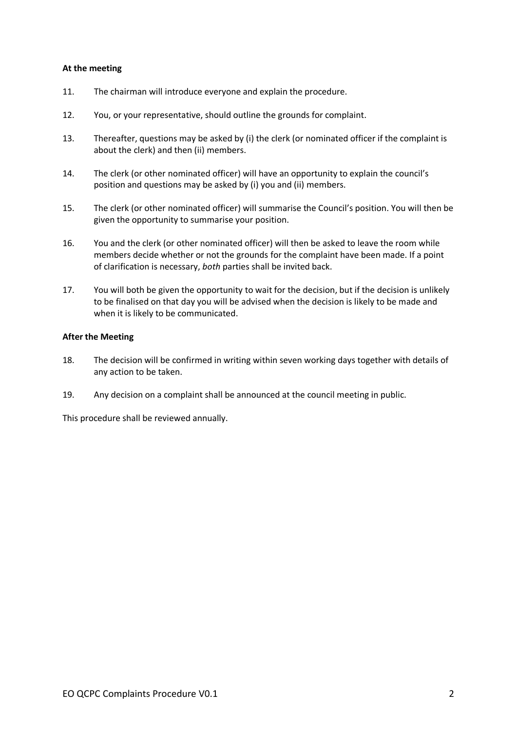**At the meeting**

11. The chairman will introduce everyone and explain the procedure.

12. You, or your representative, should outline the grounds for complaint.

13. Thereafter, questions may be asked by (i) the clerk (or nominated officer if the complaint is about the clerk) and then (ii) members.

14. The clerk (or other nominated officer) will have an opportunity to explain the council's position and questions may be asked by (i) you and (ii) members.

15. The clerk (or other nominated officer) will summarise the Council's position. You will then be given the opportunity to summarise your position.

16. You and the clerk (or other nominated officer) will then be asked to leave the room while members decide whether or not the grounds for the complaint have been made. If a point of clarification is necessary, *both* parties shall be invited back.

17. You will both be given the opportunity to wait for the decision, but if the decision is unlikely to be finalised on that day you will be advised when the decision is likely to be made and when it is likely to be communicated.

**After the Meeting**

18. The decision will be confirmed in writing within seven working days together with details of any action to be taken.

19. Any decision on a complaint shall be announced at the council meeting in public.

This procedure shall be reviewed annually.